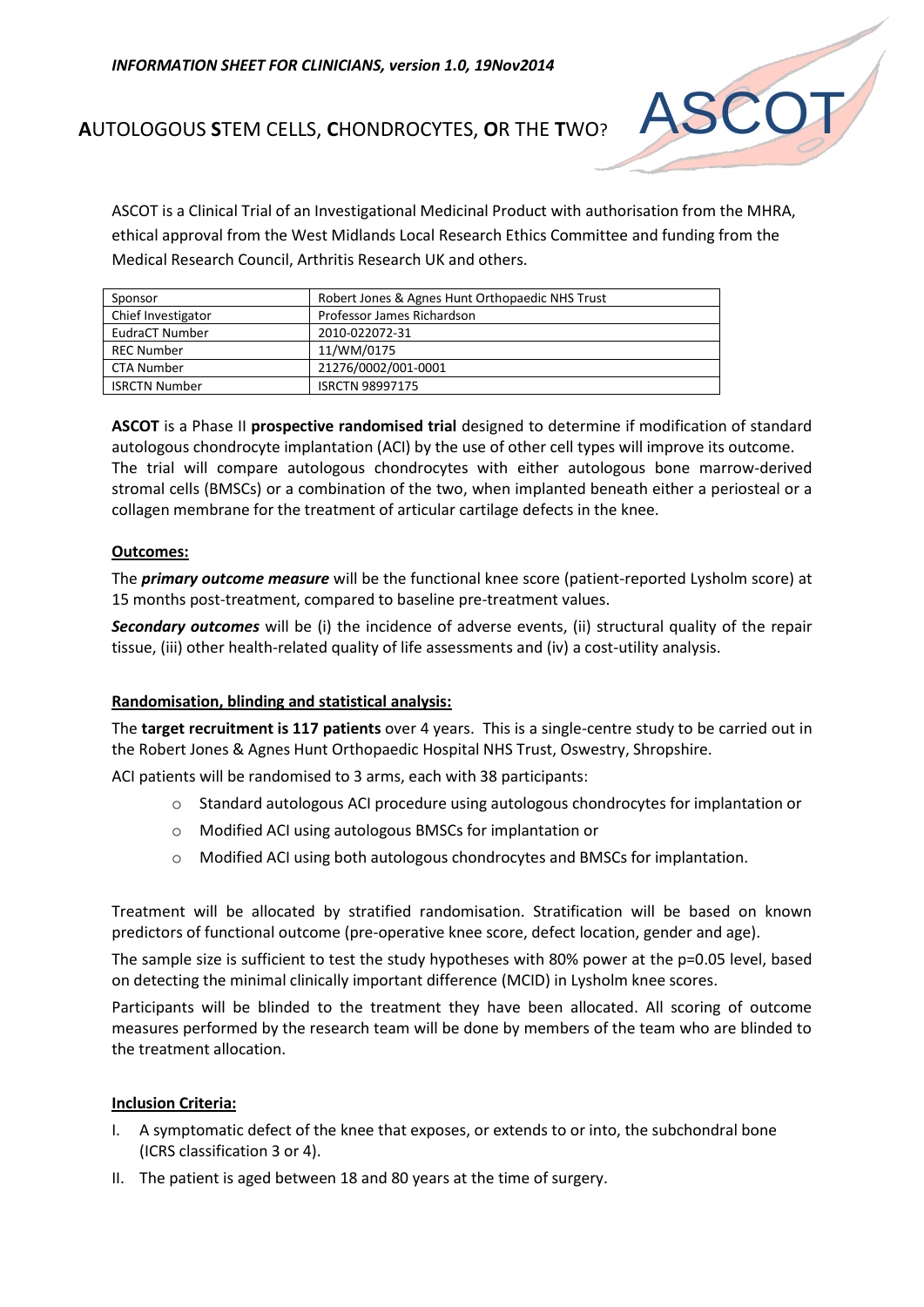*INFORMATION SHEET FOR CLINICIANS, version 1.0, 19Nov2014*

# **A**UTOLOGOUS **S**TEM CELLS, **C**HONDROCYTES, **O**R THE **T**WO?

ASCOT

ASCOT is a Clinical Trial of an Investigational Medicinal Product with authorisation from the MHRA, ethical approval from the West Midlands Local Research Ethics Committee and funding from the Medical Research Council, Arthritis Research UK and others.

| Sponsor | Robert Jones & Agnes Hunt Orthopaedic NHS Trust |
|---|---|
| Chief Investigator | Professor James Richardson |
| EudraCT Number | 2010-022072-31 |
| REC Number | 11/WM/0175 |
| CTA Number | 21276/0002/001-0001 |
| ISRCTN Number | ISRCTN 98997175 |

**ASCOT** is a Phase II **prospective randomised trial** designed to determine if modification of standard autologous chondrocyte implantation (ACI) by the use of other cell types will improve its outcome. The trial will compare autologous chondrocytes with either autologous bone marrow-derived stromal cells (BMSCs) or a combination of the two, when implanted beneath either a periosteal or a collagen membrane for the treatment of articular cartilage defects in the knee.

## Outcomes:

The ***primary outcome measure*** will be the functional knee score (patient-reported Lysholm score) at 15 months post-treatment, compared to baseline pre-treatment values.

***Secondary outcomes*** will be (i) the incidence of adverse events, (ii) structural quality of the repair tissue, (iii) other health-related quality of life assessments and (iv) a cost-utility analysis.

## Randomisation, blinding and statistical analysis:

The **target recruitment is 117 patients** over 4 years. This is a single-centre study to be carried out in the Robert Jones & Agnes Hunt Orthopaedic Hospital NHS Trust, Oswestry, Shropshire.

ACI patients will be randomised to 3 arms, each with 38 participants:

- Standard autologous ACI procedure using autologous chondrocytes for implantation or
- Modified ACI using autologous BMSCs for implantation or
- Modified ACI using both autologous chondrocytes and BMSCs for implantation.

Treatment will be allocated by stratified randomisation. Stratification will be based on known predictors of functional outcome (pre-operative knee score, defect location, gender and age).

The sample size is sufficient to test the study hypotheses with 80% power at the p=0.05 level, based on detecting the minimal clinically important difference (MCID) in Lysholm knee scores.

Participants will be blinded to the treatment they have been allocated. All scoring of outcome measures performed by the research team will be done by members of the team who are blinded to the treatment allocation.

## Inclusion Criteria:

I. A symptomatic defect of the knee that exposes, or extends to or into, the subchondral bone (ICRS classification 3 or 4).
II. The patient is aged between 18 and 80 years at the time of surgery.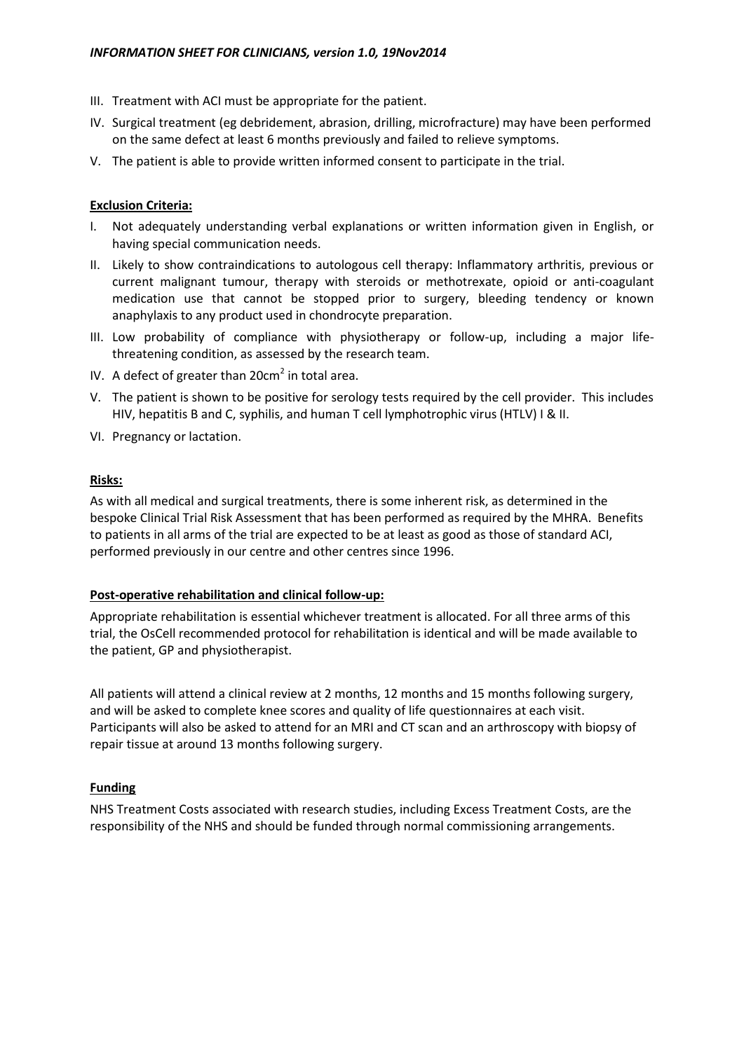III. Treatment with ACI must be appropriate for the patient.

IV. Surgical treatment (eg debridement, abrasion, drilling, microfracture) may have been performed on the same defect at least 6 months previously and failed to relieve symptoms.

V. The patient is able to provide written informed consent to participate in the trial.

**Exclusion Criteria:**

I. Not adequately understanding verbal explanations or written information given in English, or having special communication needs.

II. Likely to show contraindications to autologous cell therapy: Inflammatory arthritis, previous or current malignant tumour, therapy with steroids or methotrexate, opioid or anti-coagulant medication use that cannot be stopped prior to surgery, bleeding tendency or known anaphylaxis to any product used in chondrocyte preparation.

III. Low probability of compliance with physiotherapy or follow-up, including a major life-threatening condition, as assessed by the research team.

IV. A defect of greater than 20cm$^2$ in total area.

V. The patient is shown to be positive for serology tests required by the cell provider. This includes HIV, hepatitis B and C, syphilis, and human T cell lymphotrophic virus (HTLV) I & II.

VI. Pregnancy or lactation.

**Risks:**

As with all medical and surgical treatments, there is some inherent risk, as determined in the bespoke Clinical Trial Risk Assessment that has been performed as required by the MHRA. Benefits to patients in all arms of the trial are expected to be at least as good as those of standard ACI, performed previously in our centre and other centres since 1996.

**Post-operative rehabilitation and clinical follow-up:**

Appropriate rehabilitation is essential whichever treatment is allocated. For all three arms of this trial, the OsCell recommended protocol for rehabilitation is identical and will be made available to the patient, GP and physiotherapist.

All patients will attend a clinical review at 2 months, 12 months and 15 months following surgery, and will be asked to complete knee scores and quality of life questionnaires at each visit. Participants will also be asked to attend for an MRI and CT scan and an arthroscopy with biopsy of repair tissue at around 13 months following surgery.

**Funding**

NHS Treatment Costs associated with research studies, including Excess Treatment Costs, are the responsibility of the NHS and should be funded through normal commissioning arrangements.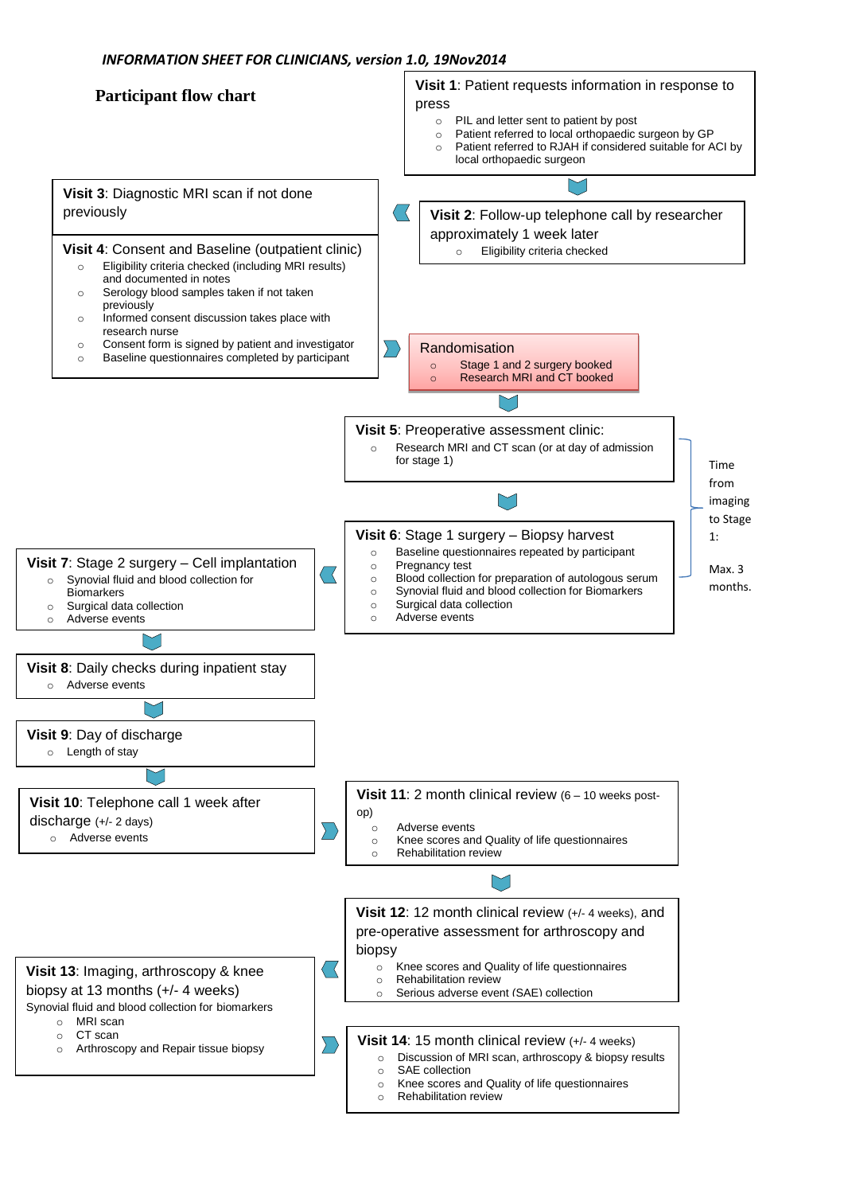*INFORMATION SHEET FOR CLINICIANS, version 1.0, 19Nov2014*

## Participant flow chart

**Visit 1**: Patient requests information in response to press
- PIL and letter sent to patient by post
- Patient referred to local orthopaedic surgeon by GP
- Patient referred to RJAH if considered suitable for ACI by local orthopaedic surgeon

**Visit 2**: Follow-up telephone call by researcher approximately 1 week later
- Eligibility criteria checked

**Visit 3**: Diagnostic MRI scan if not done previously

**Visit 4**: Consent and Baseline (outpatient clinic)
- Eligibility criteria checked (including MRI results) and documented in notes
- Serology blood samples taken if not taken previously
- Informed consent discussion takes place with research nurse
- Consent form is signed by patient and investigator
- Baseline questionnaires completed by participant

Randomisation
- Stage 1 and 2 surgery booked
- Research MRI and CT booked

**Visit 5**: Preoperative assessment clinic:
- Research MRI and CT scan (or at day of admission for stage 1)

**Visit 6**: Stage 1 surgery – Biopsy harvest
- Baseline questionnaires repeated by participant
- Pregnancy test
- Blood collection for preparation of autologous serum
- Synovial fluid and blood collection for Biomarkers
- Surgical data collection
- Adverse events

Time from imaging to Stage 1:

Max. 3 months.

**Visit 7**: Stage 2 surgery – Cell implantation
- Synovial fluid and blood collection for Biomarkers
- Surgical data collection
- Adverse events

**Visit 8**: Daily checks during inpatient stay
- Adverse events

**Visit 9**: Day of discharge
- Length of stay

**Visit 10**: Telephone call 1 week after discharge (+/- 2 days)
- Adverse events

**Visit 11**: 2 month clinical review (6 – 10 weeks post-op)
- Adverse events
- Knee scores and Quality of life questionnaires
- Rehabilitation review

**Visit 12**: 12 month clinical review (+/- 4 weeks), and pre-operative assessment for arthroscopy and biopsy
- Knee scores and Quality of life questionnaires
- Rehabilitation review
- Serious adverse event (SAE) collection

**Visit 13**: Imaging, arthroscopy & knee biopsy at 13 months (+/- 4 weeks)

Synovial fluid and blood collection for biomarkers
- MRI scan
- CT scan
- Arthroscopy and Repair tissue biopsy

**Visit 14**: 15 month clinical review (+/- 4 weeks)
- Discussion of MRI scan, arthroscopy & biopsy results
- SAE collection
- Knee scores and Quality of life questionnaires
- Rehabilitation review